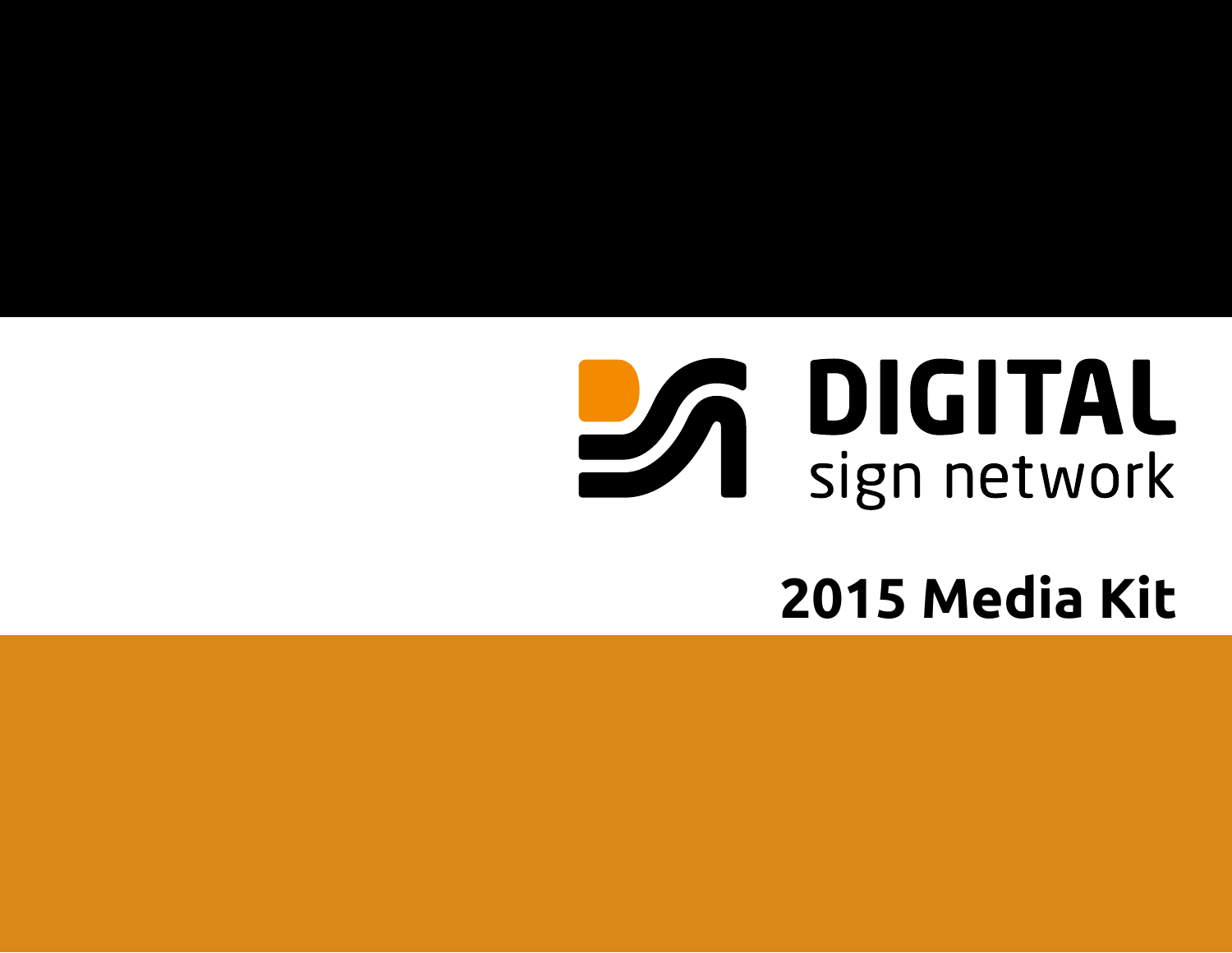# DIGITAL sign network

## 2015 Media Kit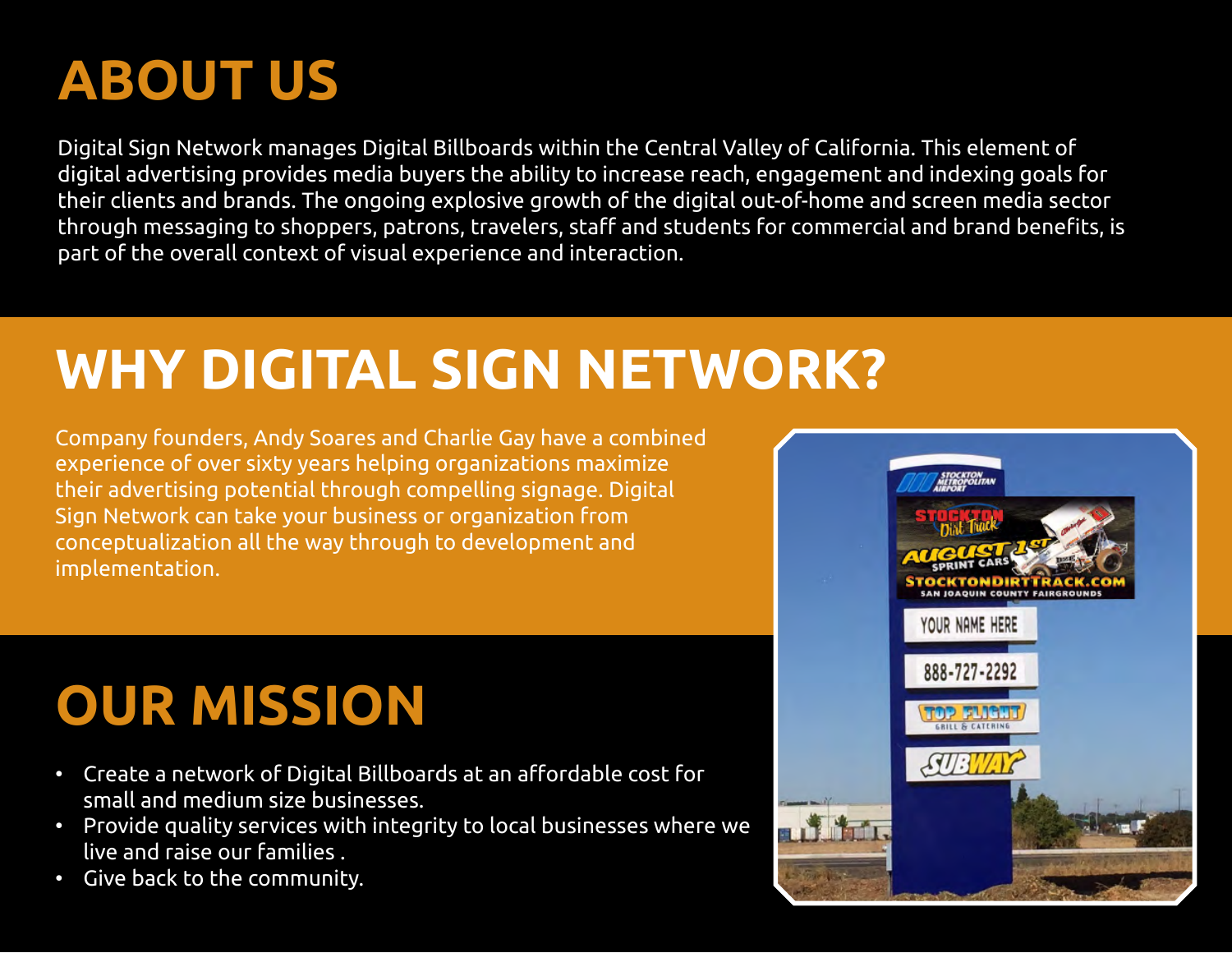# ABOUT US

Digital Sign Network manages Digital Billboards within the Central Valley of California. This element of digital advertising provides media buyers the ability to increase reach, engagement and indexing goals for their clients and brands. The ongoing explosive growth of the digital out-of-home and screen media sector through messaging to shoppers, patrons, travelers, staff and students for commercial and brand benefits, is part of the overall context of visual experience and interaction.

# WHY DIGITAL SIGN NETWORK?

Company founders, Andy Soares and Charlie Gay have a combined experience of over sixty years helping organizations maximize their advertising potential through compelling signage. Digital Sign Network can take your business or organization from conceptualization all the way through to development and implementation.

# OUR MISSION

- Create a network of Digital Billboards at an affordable cost for small and medium size businesses.
- Provide quality services with integrity to local businesses where we live and raise our families .
- Give back to the community.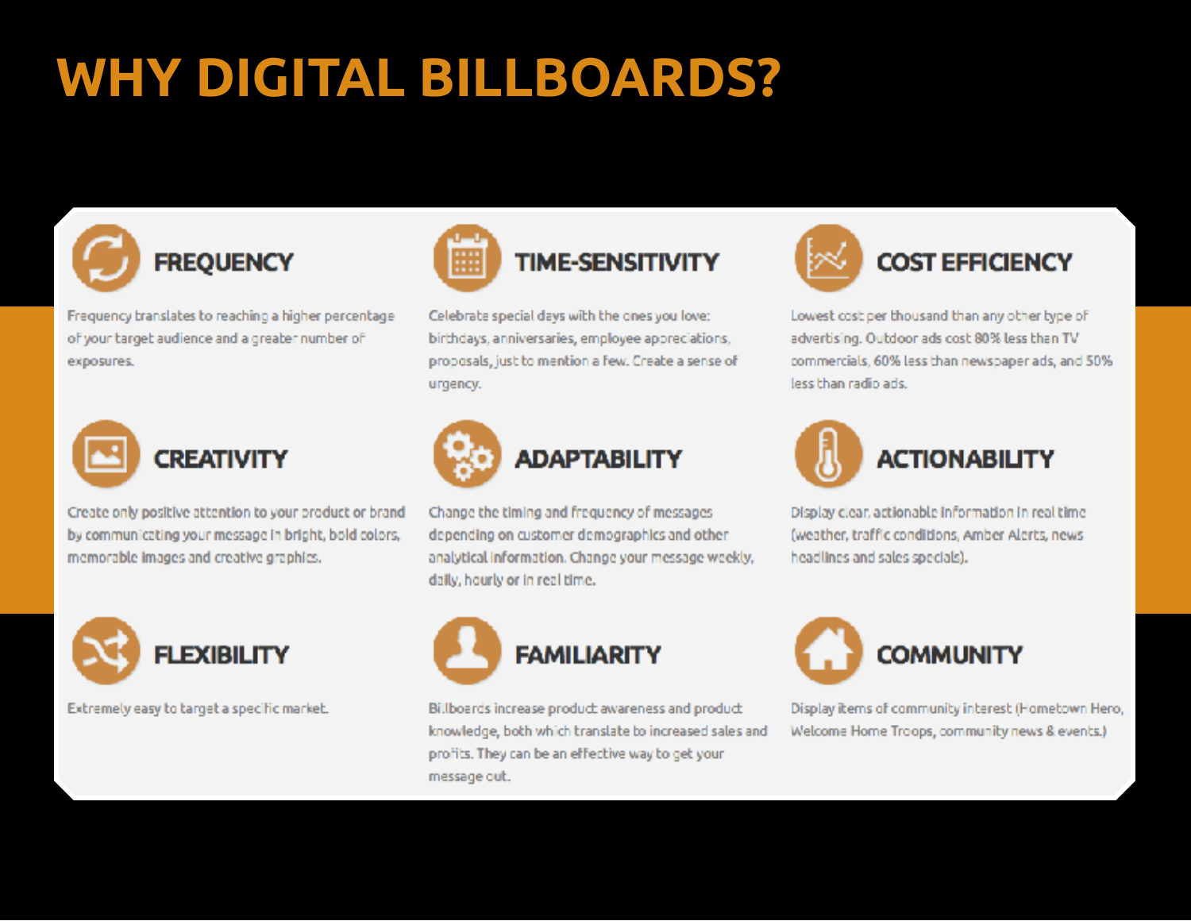# WHY DIGITAL BILLBOARDS?

### FREQUENCY

Frequency translates to reaching a higher percentage of your target audience and a greater number of exposures.

### TIME-SENSITIVITY

Celebrate special days with the ones you love: birthdays, anniversaries, employee appreciations, proposals, just to mention a few. Create a sense of urgency.

### COST EFFICIENCY

Lowest cost per thousand than any other type of advertising. Outdoor ads cost 80% less than TV commercials, 60% less than newspaper ads, and 50% less than radio ads.

### CREATIVITY

Create only positive attention to your product or brand by communicating your message in bright, bold colors, memorable images and creative graphics.

### ADAPTABILITY

Change the timing and frequency of messages depending on customer demographics and other analytical information. Change your message weekly, daily, hourly or in real time.

### ACTIONABILITY

Display clear, actionable information in real time (weather, traffic conditions, Amber Alerts, news headlines and sales specials).

### FLEXIBILITY

Extremely easy to target a specific market.

### FAMILIARITY

Billboards increase product awareness and product knowledge, both which translate to increased sales and profits. They can be an effective way to get your message out.

### COMMUNITY

Display items of community interest (Hometown Hero, Welcome Home Troops, community news & events.)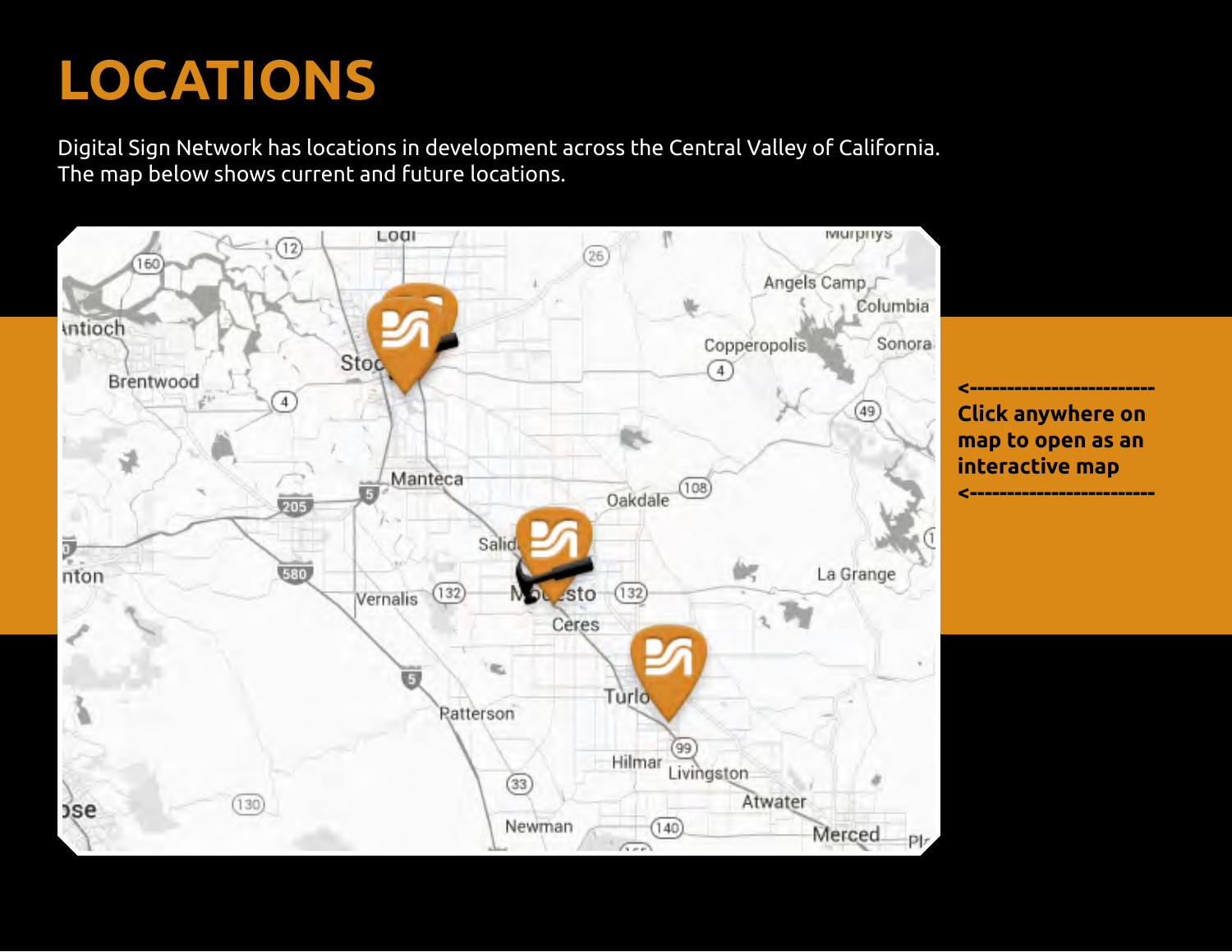# LOCATIONS

Digital Sign Network has locations in development across the Central Valley of California. The map below shows current and future locations.

<-------------------------

**Click anywhere on map to open as an interactive map**

<-------------------------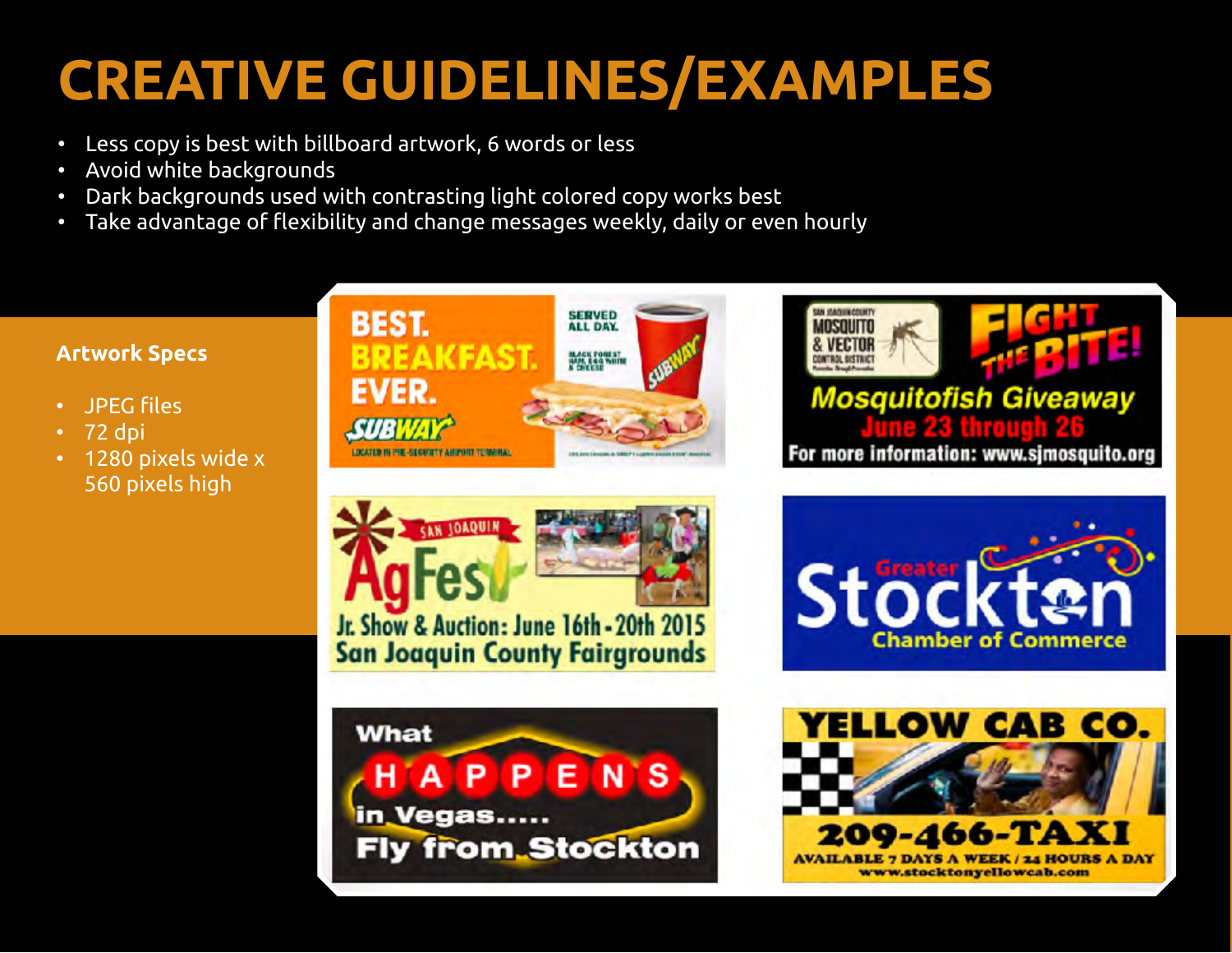# CREATIVE GUIDELINES/EXAMPLES

- Less copy is best with billboard artwork, 6 words or less
- Avoid white backgrounds
- Dark backgrounds used with contrasting light colored copy works best
- Take advantage of flexibility and change messages weekly, daily or even hourly

**Artwork Specs**

- JPEG files
- 72 dpi
- 1280 pixels wide x 560 pixels high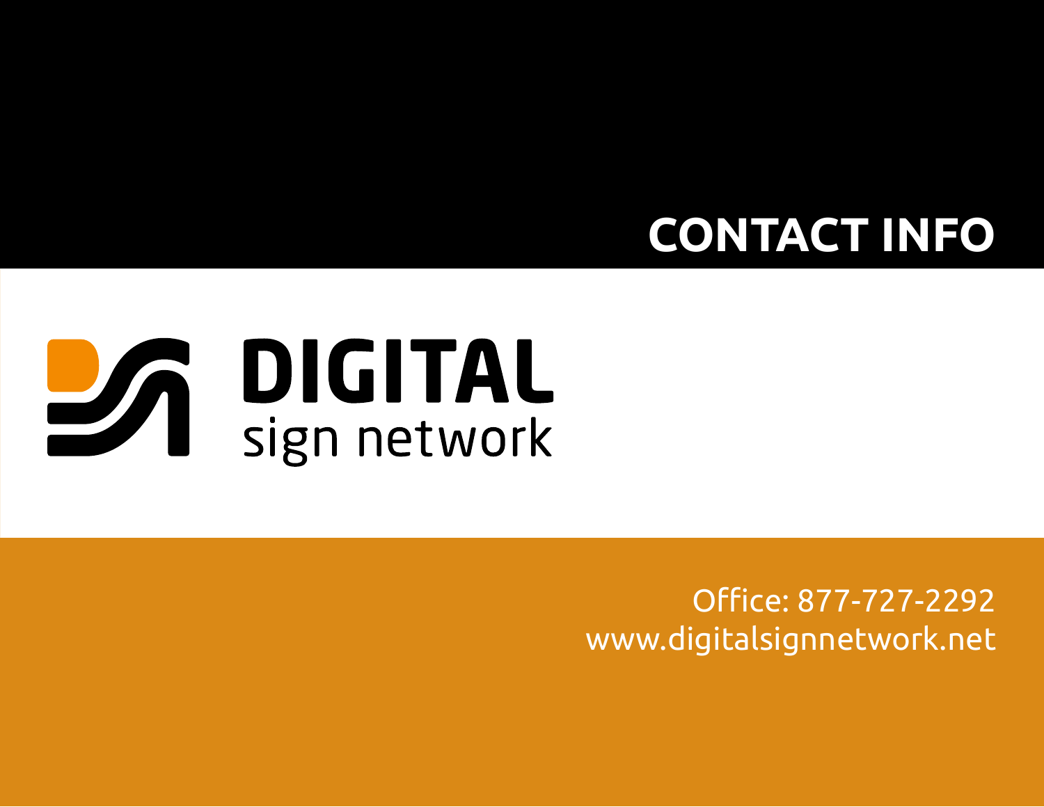# CONTACT INFO

DIGITAL
sign network

Office: 877-727-2292
www.digitalsignnetwork.net